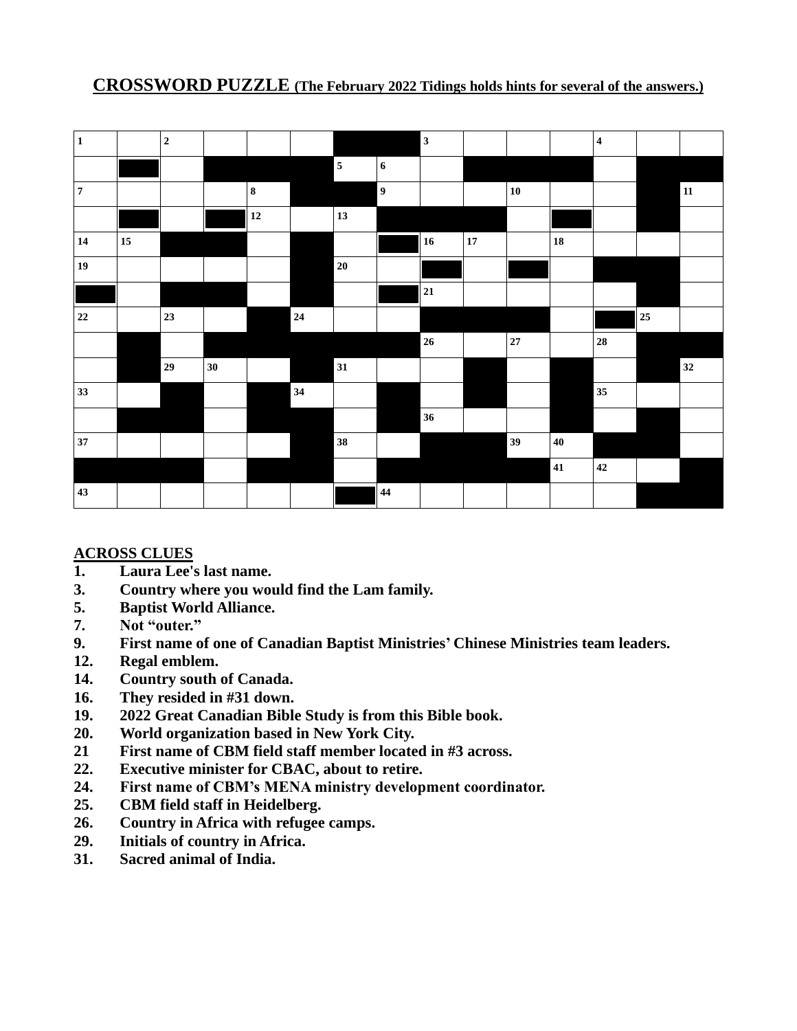# CROSSWORD PUZZLE (The February 2022 Tidings holds hints for several of the answers.)

## ACROSS CLUES

1. Laura Lee's last name.
3. Country where you would find the Lam family.
5. Baptist World Alliance.
7. Not "outer."
9. First name of one of Canadian Baptist Ministries' Chinese Ministries team leaders.
12. Regal emblem.
14. Country south of Canada.
16. They resided in #31 down.
19. 2022 Great Canadian Bible Study is from this Bible book.
20. World organization based in New York City.
21. First name of CBM field staff member located in #3 across.
22. Executive minister for CBAC, about to retire.
24. First name of CBM's MENA ministry development coordinator.
25. CBM field staff in Heidelberg.
26. Country in Africa with refugee camps.
29. Initials of country in Africa.
31. Sacred animal of India.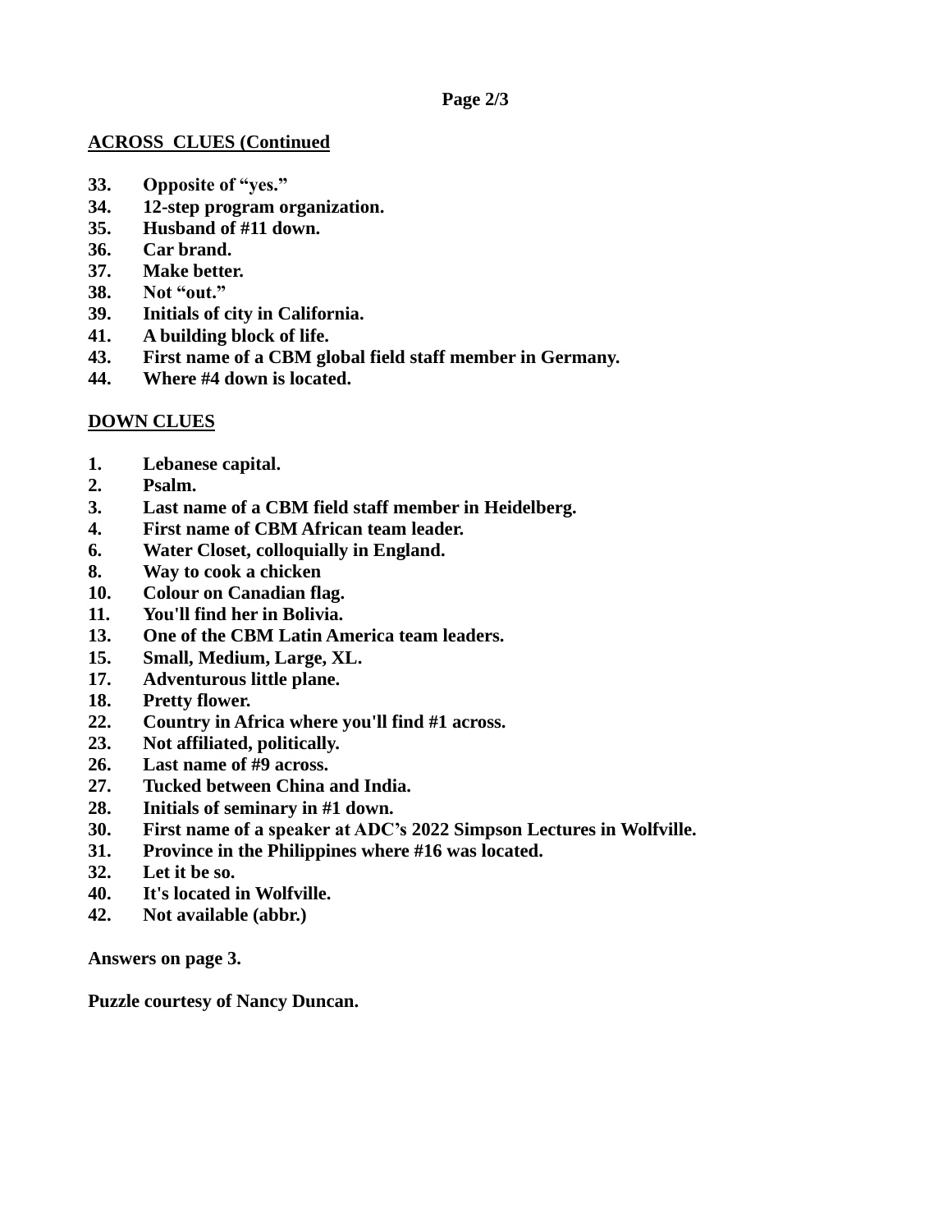## ACROSS CLUES (Continued

33. Opposite of "yes."
34. 12-step program organization.
35. Husband of #11 down.
36. Car brand.
37. Make better.
38. Not "out."
39. Initials of city in California.
41. A building block of life.
43. First name of a CBM global field staff member in Germany.
44. Where #4 down is located.

## DOWN CLUES

1. Lebanese capital.
2. Psalm.
3. Last name of a CBM field staff member in Heidelberg.
4. First name of CBM African team leader.
6. Water Closet, colloquially in England.
8. Way to cook a chicken
10. Colour on Canadian flag.
11. You'll find her in Bolivia.
13. One of the CBM Latin America team leaders.
15. Small, Medium, Large, XL.
17. Adventurous little plane.
18. Pretty flower.
22. Country in Africa where you'll find #1 across.
23. Not affiliated, politically.
26. Last name of #9 across.
27. Tucked between China and India.
28. Initials of seminary in #1 down.
30. First name of a speaker at ADC's 2022 Simpson Lectures in Wolfville.
31. Province in the Philippines where #16 was located.
32. Let it be so.
40. It's located in Wolfville.
42. Not available (abbr.)

**Answers on page 3.**

**Puzzle courtesy of Nancy Duncan.**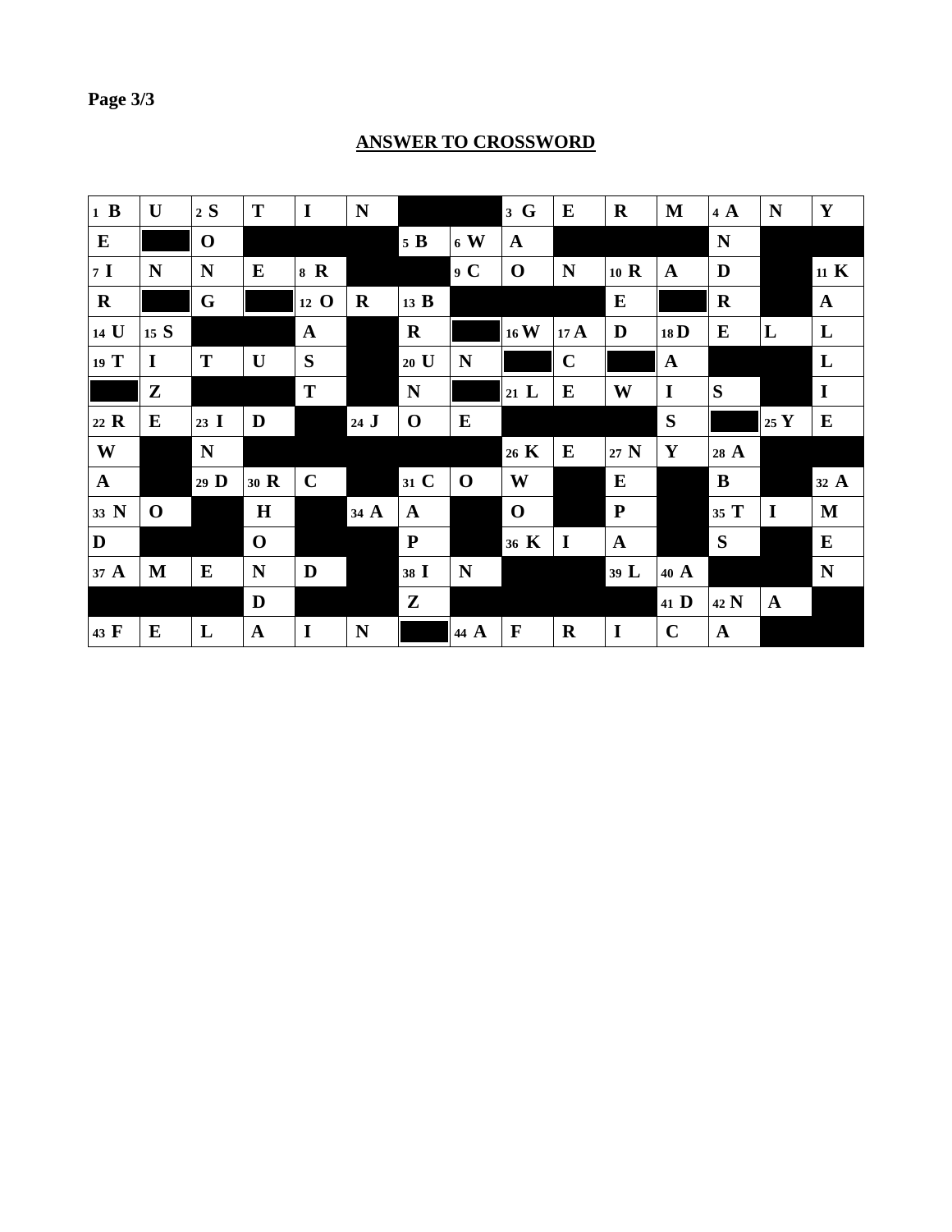## ANSWER TO CROSSWORD

| | | | | | | | | | | | | | | |
|---|---|---|---|---|---|---|---|---|---|---|---|---|---|---|
| 1 B | U | 2 S | T | I | N | | | 3 G | E | R | M | 4 A | N | Y |
| E | | O | | | | 5 B | 6 W | A | | | | N | | |
| 7 I | N | N | E | 8 R | | | 9 C | O | N | 10 R | A | D | | 11 K |
| R | | G | | 12 O | R | 13 B | | | | E | | R | | A |
| 14 U | 15 S | | | A | | R | | 16 W | 17 A | D | 18 D | E | L | L |
| 19 T | I | T | U | S | | 20 U | N | | C | | A | | | L |
| | Z | | | T | | N | | 21 L | E | W | I | S | | I |
| 22 R | E | 23 I | D | | 24 J | O | E | | | | S | | 25 Y | E |
| W | | N | | | | | | 26 K | E | 27 N | Y | 28 A | | |
| A | | 29 D | 30 R | C | | 31 C | O | W | | E | | B | | 32 A |
| 33 N | O | | H | | 34 A | A | | O | | P | | 35 T | I | M |
| D | | | O | | | P | | 36 K | I | A | | S | | E |
| 37 A | M | E | N | D | | 38 I | N | | | 39 L | 40 A | | | N |
| | | | D | | | Z | | | | | 41 D | 42 N | A | |
| 43 F | E | L | A | I | N | | 44 A | F | R | I | C | A | | |